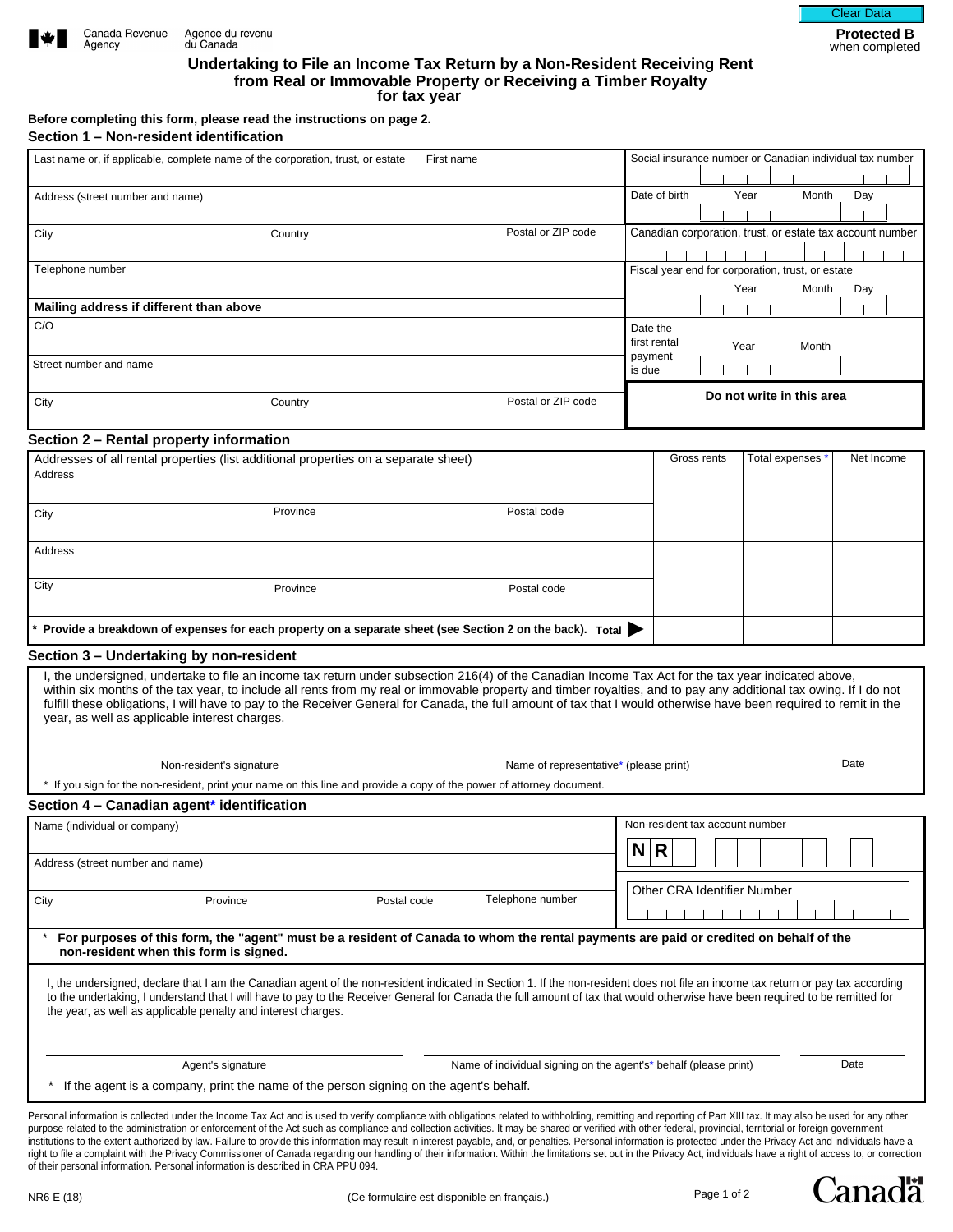Canada Revenue Agency / Agence du revenu du Canada

**Protected B** when completed

# Undertaking to File an Income Tax Return by a Non-Resident Receiving Rent from Real or Immovable Property or Receiving a Timber Royalty for tax year ______

**Before completing this form, please read the instructions on page 2.**

## Section 1 – Non-resident identification

| | |
|---|---|
| Last name or, if applicable, complete name of the corporation, trust, or estate / First name | Social insurance number or Canadian individual tax number |
| Address (street number and name) | Date of birth: Year / Month / Day |
| City / Country / Postal or ZIP code | Canadian corporation, trust, or estate tax account number |
| Telephone number | Fiscal year end for corporation, trust, or estate: Year / Month / Day |
| **Mailing address if different than above** | |
| C/O | Date the first rental payment is due: Year / Month |
| Street number and name | |
| City / Country / Postal or ZIP code | **Do not write in this area** |

## Section 2 – Rental property information

| Addresses of all rental properties (list additional properties on a separate sheet) | Gross rents | Total expenses * | Net Income |
|---|---|---|---|
| Address<br>City / Province / Postal code | | | |
| Address<br>City / Province / Postal code | | | |
| * **Provide a breakdown of expenses for each property on a separate sheet (see Section 2 on the back). Total** ▶ | | | |

## Section 3 – Undertaking by non-resident

I, the undersigned, undertake to file an income tax return under subsection 216(4) of the Canadian Income Tax Act for the tax year indicated above, within six months of the tax year, to include all rents from my real or immovable property and timber royalties, and to pay any additional tax owing. If I do not fulfill these obligations, I will have to pay to the Receiver General for Canada, the full amount of tax that I would otherwise have been required to remit in the year, as well as applicable interest charges.

Non-resident's signature ______ Name of representative* (please print) ______ Date ______

\* If you sign for the non-resident, print your name on this line and provide a copy of the power of attorney document.

## Section 4 – Canadian agent* identification

| | |
|---|---|
| Name (individual or company) | Non-resident tax account number: N R |
| Address (street number and name) | |
| City / Province / Postal code / Telephone number | Other CRA Identifier Number |

\* **For purposes of this form, the "agent" must be a resident of Canada to whom the rental payments are paid or credited on behalf of the non-resident when this form is signed.**

I, the undersigned, declare that I am the Canadian agent of the non-resident indicated in Section 1. If the non-resident does not file an income tax return or pay tax according to the undertaking, I understand that I will have to pay to the Receiver General for Canada the full amount of tax that would otherwise have been required to be remitted for the year, as well as applicable penalty and interest charges.

Agent's signature ______ Name of individual signing on the agent's* behalf (please print) ______ Date ______

\* If the agent is a company, print the name of the person signing on the agent's behalf.

Personal information is collected under the Income Tax Act and is used to verify compliance with obligations related to withholding, remitting and reporting of Part XIII tax. It may also be used for any other purpose related to the administration or enforcement of the Act such as compliance and collection activities. It may be shared or verified with other federal, provincial, territorial or foreign government institutions to the extent authorized by law. Failure to provide this information may result in interest payable, and, or penalties. Personal information is protected under the Privacy Act and individuals have a right to file a complaint with the Privacy Commissioner of Canada regarding our handling of their information. Within the limitations set out in the Privacy Act, individuals have a right of access to, or correction of their personal information. Personal information is described in CRA PPU 094.

NR6 E (18) (Ce formulaire est disponible en français.)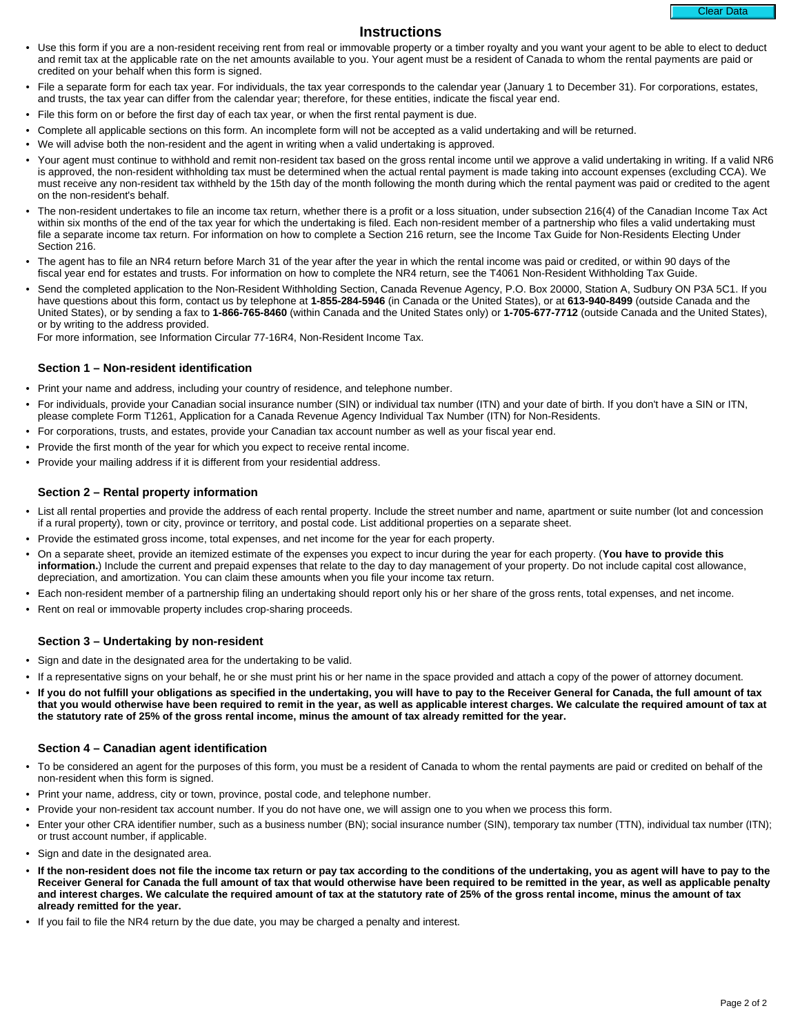# Instructions

- Use this form if you are a non-resident receiving rent from real or immovable property or a timber royalty and you want your agent to be able to elect to deduct and remit tax at the applicable rate on the net amounts available to you. Your agent must be a resident of Canada to whom the rental payments are paid or credited on your behalf when this form is signed.
- File a separate form for each tax year. For individuals, the tax year corresponds to the calendar year (January 1 to December 31). For corporations, estates, and trusts, the tax year can differ from the calendar year; therefore, for these entities, indicate the fiscal year end.
- File this form on or before the first day of each tax year, or when the first rental payment is due.
- Complete all applicable sections on this form. An incomplete form will not be accepted as a valid undertaking and will be returned.
- We will advise both the non-resident and the agent in writing when a valid undertaking is approved.
- Your agent must continue to withhold and remit non-resident tax based on the gross rental income until we approve a valid undertaking in writing. If a valid NR6 is approved, the non-resident withholding tax must be determined when the actual rental payment is made taking into account expenses (excluding CCA). We must receive any non-resident tax withheld by the 15th day of the month following the month during which the rental payment was paid or credited to the agent on the non-resident's behalf.
- The non-resident undertakes to file an income tax return, whether there is a profit or a loss situation, under subsection 216(4) of the Canadian Income Tax Act within six months of the end of the tax year for which the undertaking is filed. Each non-resident member of a partnership who files a valid undertaking must file a separate income tax return. For information on how to complete a Section 216 return, see the Income Tax Guide for Non-Residents Electing Under Section 216.
- The agent has to file an NR4 return before March 31 of the year after the year in which the rental income was paid or credited, or within 90 days of the fiscal year end for estates and trusts. For information on how to complete the NR4 return, see the T4061 Non-Resident Withholding Tax Guide.
- Send the completed application to the Non-Resident Withholding Section, Canada Revenue Agency, P.O. Box 20000, Station A, Sudbury ON P3A 5C1. If you have questions about this form, contact us by telephone at **1-855-284-5946** (in Canada or the United States), or at **613-940-8499** (outside Canada and the United States), or by sending a fax to **1-866-765-8460** (within Canada and the United States only) or **1-705-677-7712** (outside Canada and the United States), or by writing to the address provided.

For more information, see Information Circular 77-16R4, Non-Resident Income Tax.

### Section 1 – Non-resident identification

- Print your name and address, including your country of residence, and telephone number.
- For individuals, provide your Canadian social insurance number (SIN) or individual tax number (ITN) and your date of birth. If you don't have a SIN or ITN, please complete Form T1261, Application for a Canada Revenue Agency Individual Tax Number (ITN) for Non-Residents.
- For corporations, trusts, and estates, provide your Canadian tax account number as well as your fiscal year end.
- Provide the first month of the year for which you expect to receive rental income.
- Provide your mailing address if it is different from your residential address.

### Section 2 – Rental property information

- List all rental properties and provide the address of each rental property. Include the street number and name, apartment or suite number (lot and concession if a rural property), town or city, province or territory, and postal code. List additional properties on a separate sheet.
- Provide the estimated gross income, total expenses, and net income for the year for each property.
- On a separate sheet, provide an itemized estimate of the expenses you expect to incur during the year for each property. (**You have to provide this information.**) Include the current and prepaid expenses that relate to the day to day management of your property. Do not include capital cost allowance, depreciation, and amortization. You can claim these amounts when you file your income tax return.
- Each non-resident member of a partnership filing an undertaking should report only his or her share of the gross rents, total expenses, and net income.
- Rent on real or immovable property includes crop-sharing proceeds.

### Section 3 – Undertaking by non-resident

- Sign and date in the designated area for the undertaking to be valid.
- If a representative signs on your behalf, he or she must print his or her name in the space provided and attach a copy of the power of attorney document.
- **If you do not fulfill your obligations as specified in the undertaking, you will have to pay to the Receiver General for Canada, the full amount of tax that you would otherwise have been required to remit in the year, as well as applicable interest charges. We calculate the required amount of tax at the statutory rate of 25% of the gross rental income, minus the amount of tax already remitted for the year.**

### Section 4 – Canadian agent identification

- To be considered an agent for the purposes of this form, you must be a resident of Canada to whom the rental payments are paid or credited on behalf of the non-resident when this form is signed.
- Print your name, address, city or town, province, postal code, and telephone number.
- Provide your non-resident tax account number. If you do not have one, we will assign one to you when we process this form.
- Enter your other CRA identifier number, such as a business number (BN); social insurance number (SIN), temporary tax number (TTN), individual tax number (ITN); or trust account number, if applicable.
- Sign and date in the designated area.
- **If the non-resident does not file the income tax return or pay tax according to the conditions of the undertaking, you as agent will have to pay to the Receiver General for Canada the full amount of tax that would otherwise have been required to be remitted in the year, as well as applicable penalty and interest charges. We calculate the required amount of tax at the statutory rate of 25% of the gross rental income, minus the amount of tax already remitted for the year.**
- If you fail to file the NR4 return by the due date, you may be charged a penalty and interest.